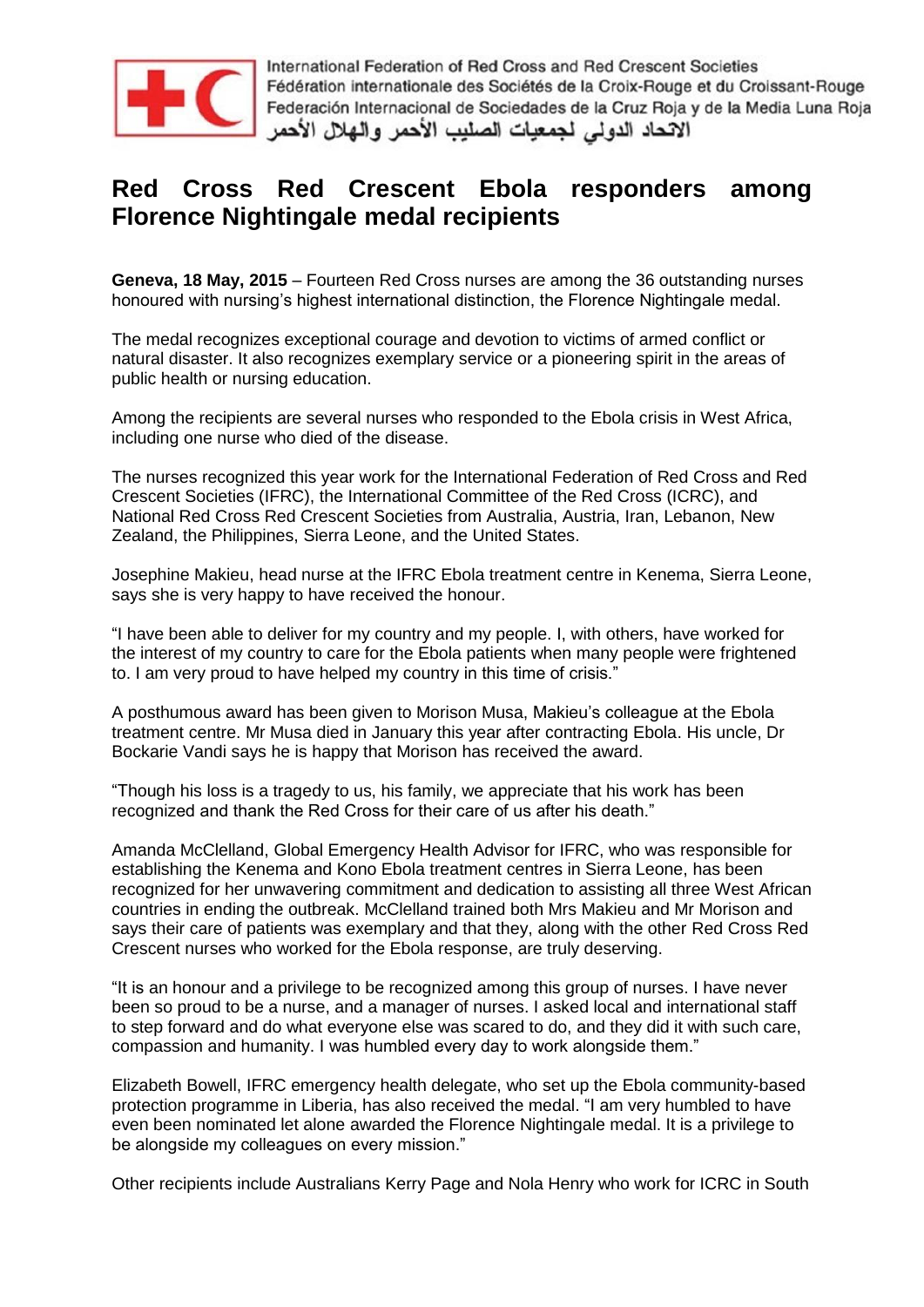International Federation of Red Cross and Red Crescent Societies
Fédération internationale des Sociétés de la Croix-Rouge et du Croissant-Rouge
Federación Internacional de Sociedades de la Cruz Roja y de la Media Luna Roja
الاتحاد الدولي لجمعيات الصليب الأحمر والهلال الأحمر

# Red Cross Red Crescent Ebola responders among Florence Nightingale medal recipients

**Geneva, 18 May, 2015** – Fourteen Red Cross nurses are among the 36 outstanding nurses honoured with nursing's highest international distinction, the Florence Nightingale medal.

The medal recognizes exceptional courage and devotion to victims of armed conflict or natural disaster. It also recognizes exemplary service or a pioneering spirit in the areas of public health or nursing education.

Among the recipients are several nurses who responded to the Ebola crisis in West Africa, including one nurse who died of the disease.

The nurses recognized this year work for the International Federation of Red Cross and Red Crescent Societies (IFRC), the International Committee of the Red Cross (ICRC), and National Red Cross Red Crescent Societies from Australia, Austria, Iran, Lebanon, New Zealand, the Philippines, Sierra Leone, and the United States.

Josephine Makieu, head nurse at the IFRC Ebola treatment centre in Kenema, Sierra Leone, says she is very happy to have received the honour.

"I have been able to deliver for my country and my people. I, with others, have worked for the interest of my country to care for the Ebola patients when many people were frightened to. I am very proud to have helped my country in this time of crisis."

A posthumous award has been given to Morison Musa, Makieu's colleague at the Ebola treatment centre. Mr Musa died in January this year after contracting Ebola. His uncle, Dr Bockarie Vandi says he is happy that Morison has received the award.

"Though his loss is a tragedy to us, his family, we appreciate that his work has been recognized and thank the Red Cross for their care of us after his death."

Amanda McClelland, Global Emergency Health Advisor for IFRC, who was responsible for establishing the Kenema and Kono Ebola treatment centres in Sierra Leone, has been recognized for her unwavering commitment and dedication to assisting all three West African countries in ending the outbreak. McClelland trained both Mrs Makieu and Mr Morison and says their care of patients was exemplary and that they, along with the other Red Cross Red Crescent nurses who worked for the Ebola response, are truly deserving.

"It is an honour and a privilege to be recognized among this group of nurses. I have never been so proud to be a nurse, and a manager of nurses. I asked local and international staff to step forward and do what everyone else was scared to do, and they did it with such care, compassion and humanity. I was humbled every day to work alongside them."

Elizabeth Bowell, IFRC emergency health delegate, who set up the Ebola community-based protection programme in Liberia, has also received the medal. "I am very humbled to have even been nominated let alone awarded the Florence Nightingale medal. It is a privilege to be alongside my colleagues on every mission."

Other recipients include Australians Kerry Page and Nola Henry who work for ICRC in South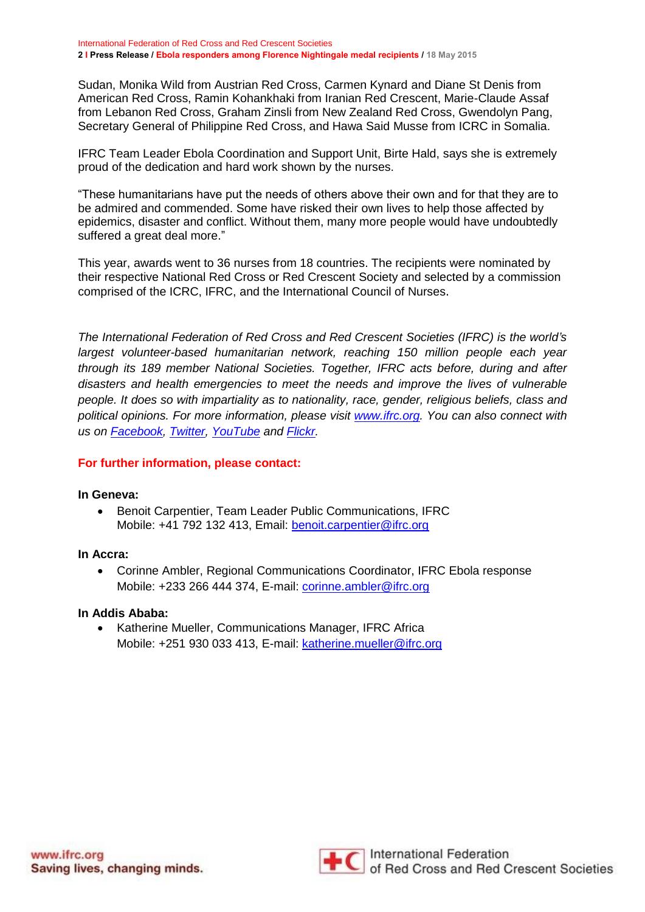Sudan, Monika Wild from Austrian Red Cross, Carmen Kynard and Diane St Denis from American Red Cross, Ramin Kohankhaki from Iranian Red Crescent, Marie-Claude Assaf from Lebanon Red Cross, Graham Zinsli from New Zealand Red Cross, Gwendolyn Pang, Secretary General of Philippine Red Cross, and Hawa Said Musse from ICRC in Somalia.

IFRC Team Leader Ebola Coordination and Support Unit, Birte Hald, says she is extremely proud of the dedication and hard work shown by the nurses.

"These humanitarians have put the needs of others above their own and for that they are to be admired and commended. Some have risked their own lives to help those affected by epidemics, disaster and conflict. Without them, many more people would have undoubtedly suffered a great deal more."

This year, awards went to 36 nurses from 18 countries. The recipients were nominated by their respective National Red Cross or Red Crescent Society and selected by a commission comprised of the ICRC, IFRC, and the International Council of Nurses.

*The International Federation of Red Cross and Red Crescent Societies (IFRC) is the world's largest volunteer-based humanitarian network, reaching 150 million people each year through its 189 member National Societies. Together, IFRC acts before, during and after disasters and health emergencies to meet the needs and improve the lives of vulnerable people. It does so with impartiality as to nationality, race, gender, religious beliefs, class and political opinions. For more information, please visit [www.ifrc.org](http://www.ifrc.org). You can also connect with us on Facebook, Twitter, YouTube and Flickr.*

**For further information, please contact:**

**In Geneva:**

- Benoit Carpentier, Team Leader Public Communications, IFRC
  Mobile: +41 792 132 413, Email: benoit.carpentier@ifrc.org

**In Accra:**

- Corinne Ambler, Regional Communications Coordinator, IFRC Ebola response
  Mobile: +233 266 444 374, E-mail: corinne.ambler@ifrc.org

**In Addis Ababa:**

- Katherine Mueller, Communications Manager, IFRC Africa
  Mobile: +251 930 033 413, E-mail: katherine.mueller@ifrc.org